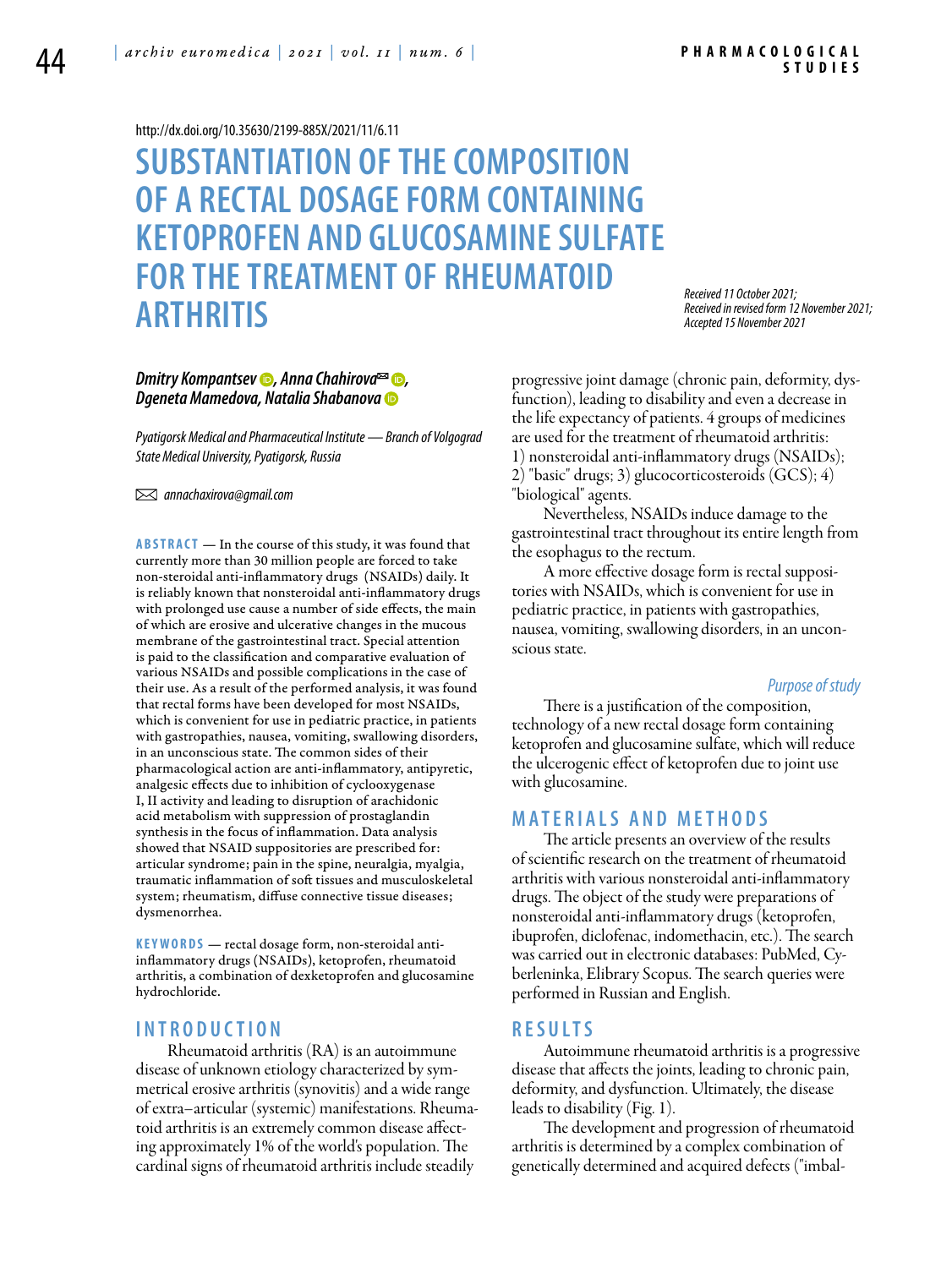http://dx.doi.org/10.35630/2199-885X/2021/11/6.11

# SUBSTANTIATION OF THE COMPOSITION OF A RECTAL DOSAGE FORM CONTAINING KETOPROFEN AND GLUCOSAMINE SULFATE FOR THE TREATMENT OF RHEUMATOID ARTHRITIS

*Received 11 October 2021;*
*Received in revised form 12 November 2021;*
*Accepted 15 November 2021*

***Dmitry Kompantsev, Anna Chahirova✉, Dgeneta Mamedova, Natalia Shabanova***

*Pyatigorsk Medical and Pharmaceutical Institute — Branch of Volgograd State Medical University, Pyatigorsk, Russia*

✉ *annachaxirova@gmail.com*

**ABSTRACT** — In the course of this study, it was found that currently more than 30 million people are forced to take non-steroidal anti-inflammatory drugs (NSAIDs) daily. It is reliably known that nonsteroidal anti-inflammatory drugs with prolonged use cause a number of side effects, the main of which are erosive and ulcerative changes in the mucous membrane of the gastrointestinal tract. Special attention is paid to the classification and comparative evaluation of various NSAIDs and possible complications in the case of their use. As a result of the performed analysis, it was found that rectal forms have been developed for most NSAIDs, which is convenient for use in pediatric practice, in patients with gastropathies, nausea, vomiting, swallowing disorders, in an unconscious state. The common sides of their pharmacological action are anti-inflammatory, antipyretic, analgesic effects due to inhibition of cyclooxygenase I, II activity and leading to disruption of arachidonic acid metabolism with suppression of prostaglandin synthesis in the focus of inflammation. Data analysis showed that NSAID suppositories are prescribed for: articular syndrome; pain in the spine, neuralgia, myalgia, traumatic inflammation of soft tissues and musculoskeletal system; rheumatism, diffuse connective tissue diseases; dysmenorrhea.

**KEYWORDS** — rectal dosage form, non-steroidal anti-inflammatory drugs (NSAIDs), ketoprofen, rheumatoid arthritis, a combination of dexketoprofen and glucosamine hydrochloride.

## INTRODUCTION

Rheumatoid arthritis (RA) is an autoimmune disease of unknown etiology characterized by symmetrical erosive arthritis (synovitis) and a wide range of extra–articular (systemic) manifestations. Rheumatoid arthritis is an extremely common disease affecting approximately 1% of the world's population. The cardinal signs of rheumatoid arthritis include steadily progressive joint damage (chronic pain, deformity, dysfunction), leading to disability and even a decrease in the life expectancy of patients. 4 groups of medicines are used for the treatment of rheumatoid arthritis: 1) nonsteroidal anti-inflammatory drugs (NSAIDs); 2) "basic" drugs; 3) glucocorticosteroids (GCS); 4) "biological" agents.

Nevertheless, NSAIDs induce damage to the gastrointestinal tract throughout its entire length from the esophagus to the rectum.

A more effective dosage form is rectal suppositories with NSAIDs, which is convenient for use in pediatric practice, in patients with gastropathies, nausea, vomiting, swallowing disorders, in an unconscious state.

### *Purpose of study*

There is a justification of the composition, technology of a new rectal dosage form containing ketoprofen and glucosamine sulfate, which will reduce the ulcerogenic effect of ketoprofen due to joint use with glucosamine.

## MATERIALS AND METHODS

The article presents an overview of the results of scientific research on the treatment of rheumatoid arthritis with various nonsteroidal anti-inflammatory drugs. The object of the study were preparations of nonsteroidal anti-inflammatory drugs (ketoprofen, ibuprofen, diclofenac, indomethacin, etc.). The search was carried out in electronic databases: PubMed, Cyberleninka, Elibrary Scopus. The search queries were performed in Russian and English.

## RESULTS

Autoimmune rheumatoid arthritis is a progressive disease that affects the joints, leading to chronic pain, deformity, and dysfunction. Ultimately, the disease leads to disability (Fig. 1).

The development and progression of rheumatoid arthritis is determined by a complex combination of genetically determined and acquired defects ("imbal-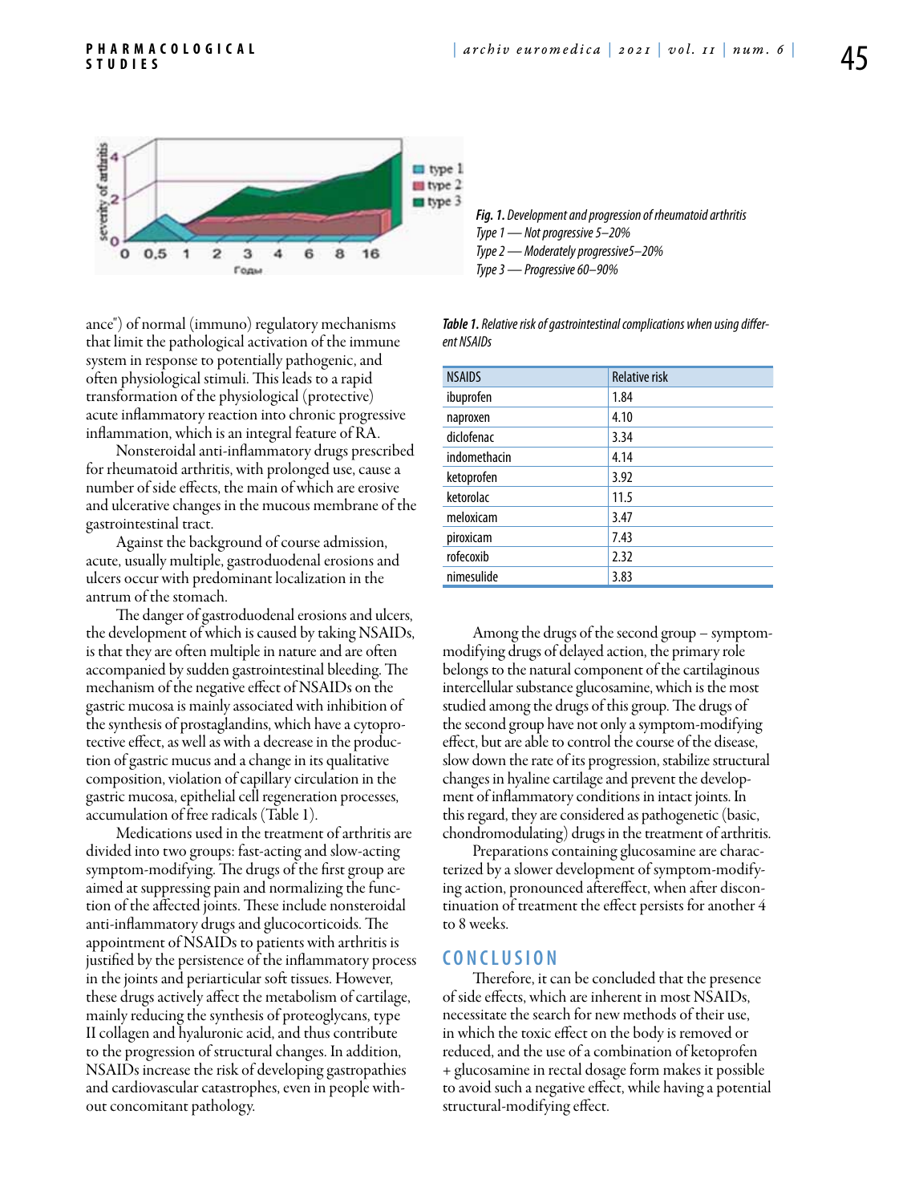*Fig. 1. Development and progression of rheumatoid arthritis*
*Type 1 — Not progressive 5–20%*
*Type 2 — Moderately progressive5–20%*
*Type 3 — Progressive 60–90%*

ance") of normal (immuno) regulatory mechanisms that limit the pathological activation of the immune system in response to potentially pathogenic, and often physiological stimuli. This leads to a rapid transformation of the physiological (protective) acute inflammatory reaction into chronic progressive inflammation, which is an integral feature of RA.

Nonsteroidal anti-inflammatory drugs prescribed for rheumatoid arthritis, with prolonged use, cause a number of side effects, the main of which are erosive and ulcerative changes in the mucous membrane of the gastrointestinal tract.

Against the background of course admission, acute, usually multiple, gastroduodenal erosions and ulcers occur with predominant localization in the antrum of the stomach.

The danger of gastroduodenal erosions and ulcers, the development of which is caused by taking NSAIDs, is that they are often multiple in nature and are often accompanied by sudden gastrointestinal bleeding. The mechanism of the negative effect of NSAIDs on the gastric mucosa is mainly associated with inhibition of the synthesis of prostaglandins, which have a cytoprotective effect, as well as with a decrease in the production of gastric mucus and a change in its qualitative composition, violation of capillary circulation in the gastric mucosa, epithelial cell regeneration processes, accumulation of free radicals (Table 1).

Medications used in the treatment of arthritis are divided into two groups: fast-acting and slow-acting symptom-modifying. The drugs of the first group are aimed at suppressing pain and normalizing the function of the affected joints. These include nonsteroidal anti-inflammatory drugs and glucocorticoids. The appointment of NSAIDs to patients with arthritis is justified by the persistence of the inflammatory process in the joints and periarticular soft tissues. However, these drugs actively affect the metabolism of cartilage, mainly reducing the synthesis of proteoglycans, type II collagen and hyaluronic acid, and thus contribute to the progression of structural changes. In addition, NSAIDs increase the risk of developing gastropathies and cardiovascular catastrophes, even in people without concomitant pathology.

*Table 1. Relative risk of gastrointestinal complications when using different NSAIDs*

| NSAIDS | Relative risk |
|---|---|
| ibuprofen | 1.84 |
| naproxen | 4.10 |
| diclofenac | 3.34 |
| indomethacin | 4.14 |
| ketoprofen | 3.92 |
| ketorolac | 11.5 |
| meloxicam | 3.47 |
| piroxicam | 7.43 |
| rofecoxib | 2.32 |
| nimesulide | 3.83 |

Among the drugs of the second group – symptom-modifying drugs of delayed action, the primary role belongs to the natural component of the cartilaginous intercellular substance glucosamine, which is the most studied among the drugs of this group. The drugs of the second group have not only a symptom-modifying effect, but are able to control the course of the disease, slow down the rate of its progression, stabilize structural changes in hyaline cartilage and prevent the development of inflammatory conditions in intact joints. In this regard, they are considered as pathogenetic (basic, chondromodulating) drugs in the treatment of arthritis.

Preparations containing glucosamine are characterized by a slower development of symptom-modifying action, pronounced aftereffect, when after discontinuation of treatment the effect persists for another 4 to 8 weeks.

## CONCLUSION

Therefore, it can be concluded that the presence of side effects, which are inherent in most NSAIDs, necessitate the search for new methods of their use, in which the toxic effect on the body is removed or reduced, and the use of a combination of ketoprofen + glucosamine in rectal dosage form makes it possible to avoid such a negative effect, while having a potential structural-modifying effect.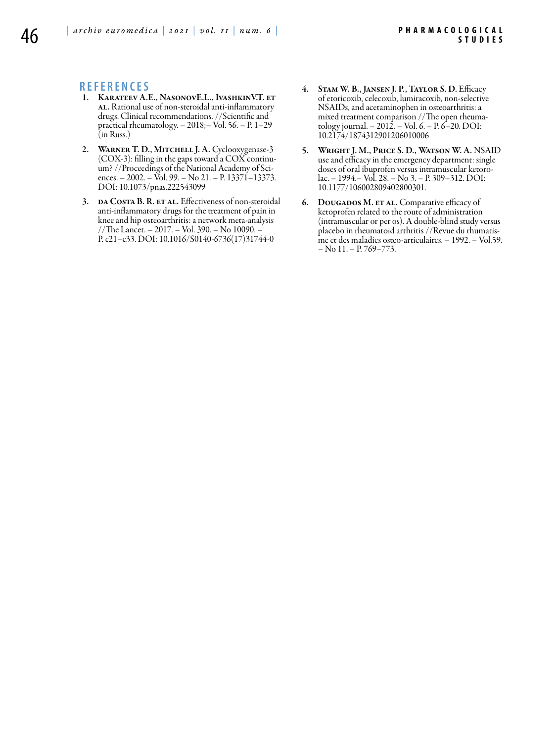## REFERENCES

1. **Karateev A.E., NasonovE.L., IvashkinV.T. et al.** Rational use of non-steroidal anti-inflammatory drugs. Clinical recommendations. //Scientific and practical rheumatology. – 2018;– Vol. 56. – P. 1–29 (in Russ.)
2. **Warner T. D., Mitchell J. A.** Cyclooxygenase-3 (COX-3): filling in the gaps toward a COX continuum? //Proceedings of the National Academy of Sciences. – 2002. – Vol. 99. – No 21. – P. 13371–13373. DOI: 10.1073/pnas.222543099
3. **da Costa B. R. et al.** Effectiveness of non-steroidal anti-inflammatory drugs for the treatment of pain in knee and hip osteoarthritis: a network meta-analysis //The Lancet. – 2017. – Vol. 390. – No 10090. – P. e21–e33. DOI: 10.1016/S0140-6736(17)31744-0
4. **Stam W. B., Jansen J. P., Taylor S. D.** Efficacy of etoricoxib, celecoxib, lumiracoxib, non-selective NSAIDs, and acetaminophen in osteoarthritis: a mixed treatment comparison //The open rheumatology journal. – 2012. – Vol. 6. – P. 6–20. DOI: 10.2174/1874312901206010006
5. **Wright J. M., Price S. D., Watson W. A.** NSAID use and efficacy in the emergency department: single doses of oral ibuprofen versus intramuscular ketorolac. – 1994.– Vol. 28. – No 3. – P. 309–312. DOI: 10.1177/106002809402800301.
6. **Dougados M. et al.** Comparative efficacy of ketoprofen related to the route of administration (intramuscular or per os). A double-blind study versus placebo in rheumatoid arthritis //Revue du rhumatisme et des maladies osteo-articulaires. – 1992. – Vol.59. – No 11. – P. 769–773.